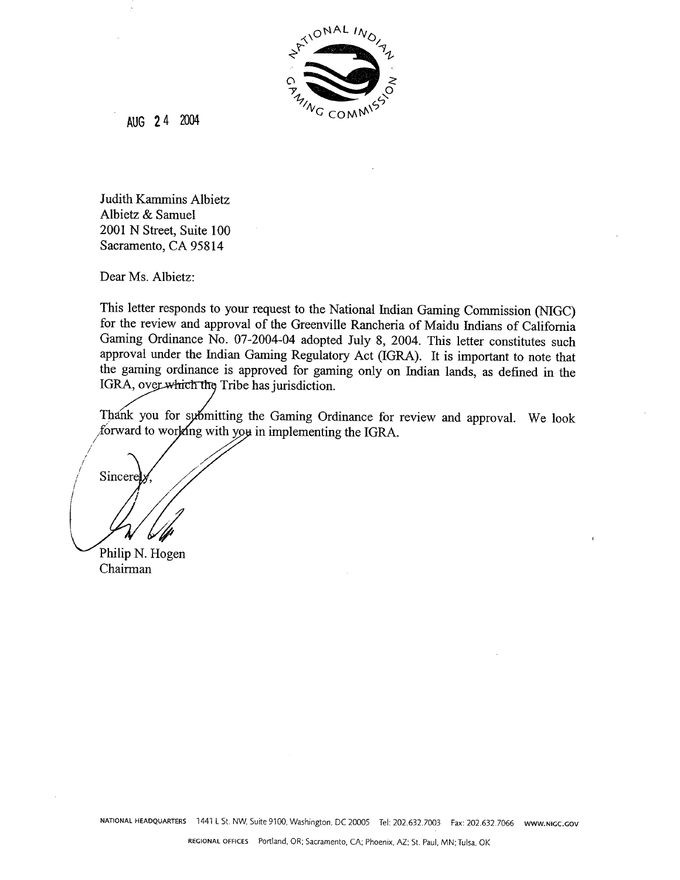NATIONAL INDIAN GAMING COMMISSION

AUG 24 2004

Judith Kammins Albietz
Albietz & Samuel
2001 N Street, Suite 100
Sacramento, CA 95814

Dear Ms. Albietz:

This letter responds to your request to the National Indian Gaming Commission (NIGC) for the review and approval of the Greenville Rancheria of Maidu Indians of California Gaming Ordinance No. 07-2004-04 adopted July 8, 2004. This letter constitutes such approval under the Indian Gaming Regulatory Act (IGRA). It is important to note that the gaming ordinance is approved for gaming only on Indian lands, as defined in the IGRA, over which the Tribe has jurisdiction.

Thank you for submitting the Gaming Ordinance for review and approval. We look forward to working with you in implementing the IGRA.

Sincerely,

Philip N. Hogen
Chairman

NATIONAL HEADQUARTERS 1441 L St. NW, Suite 9100, Washington, DC 20005 Tel: 202.632.7003 Fax: 202.632.7066 WWW.NIGC.GOV

REGIONAL OFFICES Portland, OR; Sacramento, CA; Phoenix, AZ; St. Paul, MN; Tulsa, OK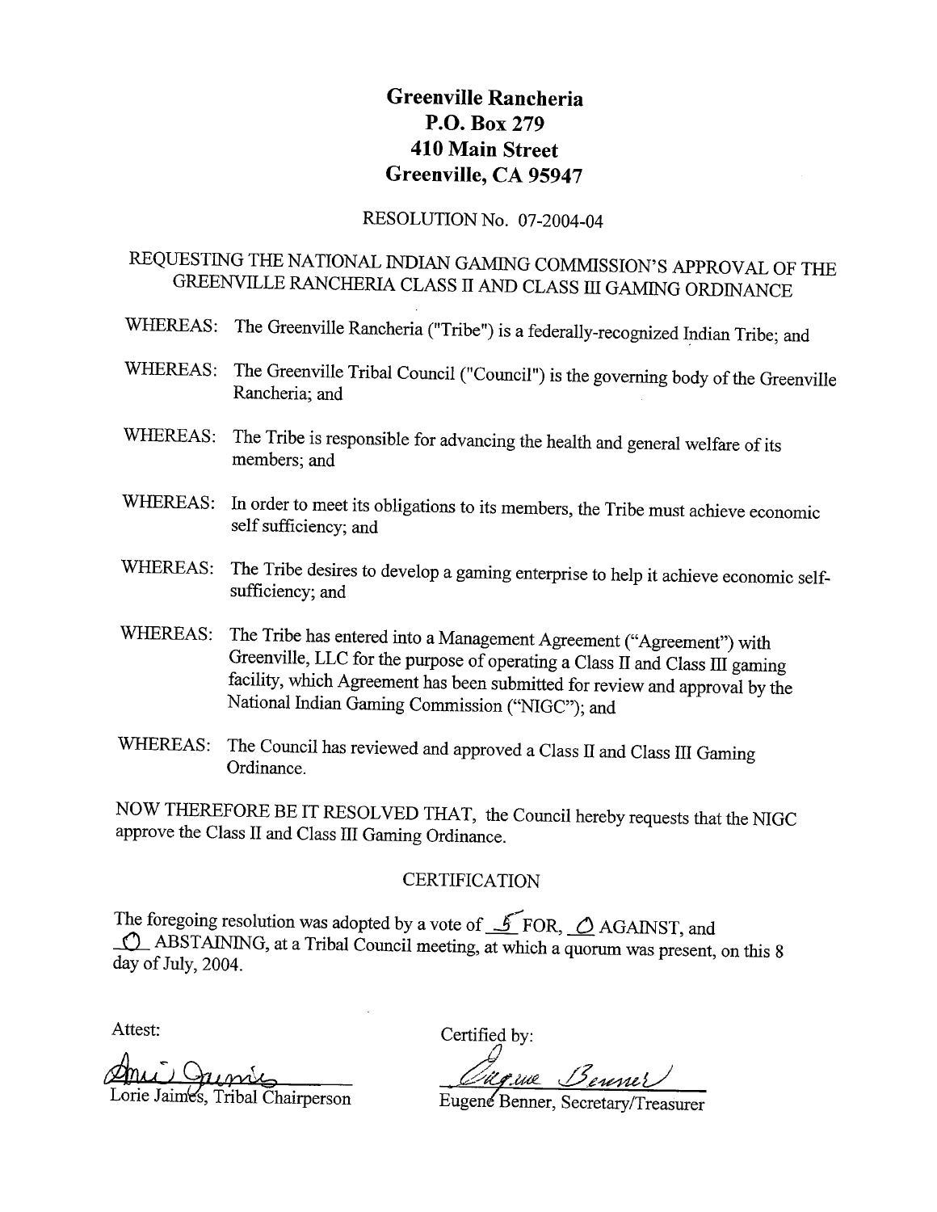# Greenville Rancheria
## P.O. Box 279
## 410 Main Street
## Greenville, CA 95947

RESOLUTION No. 07-2004-04

REQUESTING THE NATIONAL INDIAN GAMING COMMISSION'S APPROVAL OF THE GREENVILLE RANCHERIA CLASS II AND CLASS III GAMING ORDINANCE

WHEREAS: The Greenville Rancheria ("Tribe") is a federally-recognized Indian Tribe; and

WHEREAS: The Greenville Tribal Council ("Council") is the governing body of the Greenville Rancheria; and

WHEREAS: The Tribe is responsible for advancing the health and general welfare of its members; and

WHEREAS: In order to meet its obligations to its members, the Tribe must achieve economic self sufficiency; and

WHEREAS: The Tribe desires to develop a gaming enterprise to help it achieve economic self-sufficiency; and

WHEREAS: The Tribe has entered into a Management Agreement ("Agreement") with Greenville, LLC for the purpose of operating a Class II and Class III gaming facility, which Agreement has been submitted for review and approval by the National Indian Gaming Commission ("NIGC"); and

WHEREAS: The Council has reviewed and approved a Class II and Class III Gaming Ordinance.

NOW THEREFORE BE IT RESOLVED THAT, the Council hereby requests that the NIGC approve the Class II and Class III Gaming Ordinance.

CERTIFICATION

The foregoing resolution was adopted by a vote of 5 FOR, 0 AGAINST, and 0 ABSTAINING, at a Tribal Council meeting, at which a quorum was present, on this 8 day of July, 2004.

Attest:

Lorie Jaimes, Tribal Chairperson

Certified by:

Eugene Benner, Secretary/Treasurer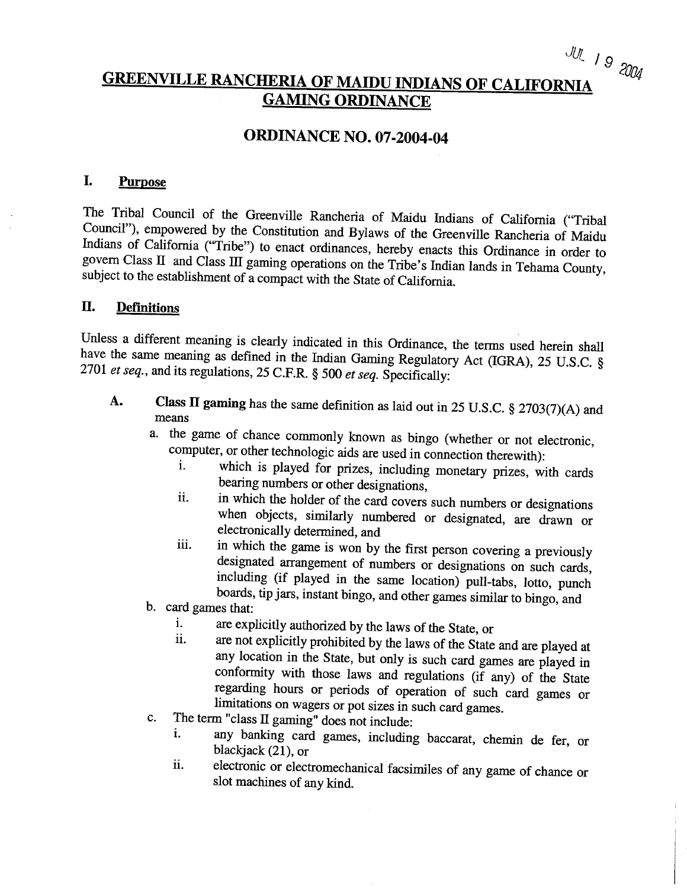JUL 19 2004

# GREENVILLE RANCHERIA OF MAIDU INDIANS OF CALIFORNIA GAMING ORDINANCE

## ORDINANCE NO. 07-2004-04

### I. Purpose

The Tribal Council of the Greenville Rancheria of Maidu Indians of California ("Tribal Council"), empowered by the Constitution and Bylaws of the Greenville Rancheria of Maidu Indians of California ("Tribe") to enact ordinances, hereby enacts this Ordinance in order to govern Class II and Class III gaming operations on the Tribe's Indian lands in Tehama County, subject to the establishment of a compact with the State of California.

### II. Definitions

Unless a different meaning is clearly indicated in this Ordinance, the terms used herein shall have the same meaning as defined in the Indian Gaming Regulatory Act (IGRA), 25 U.S.C. § 2701 *et seq.*, and its regulations, 25 C.F.R. § 500 *et seq.* Specifically:

**A.** **Class II gaming** has the same definition as laid out in 25 U.S.C. § 2703(7)(A) and means

a. the game of chance commonly known as bingo (whether or not electronic, computer, or other technologic aids are used in connection therewith):
   i. which is played for prizes, including monetary prizes, with cards bearing numbers or other designations,
   ii. in which the holder of the card covers such numbers or designations when objects, similarly numbered or designated, are drawn or electronically determined, and
   iii. in which the game is won by the first person covering a previously designated arrangement of numbers or designations on such cards, including (if played in the same location) pull-tabs, lotto, punch boards, tip jars, instant bingo, and other games similar to bingo, and

b. card games that:
   i. are explicitly authorized by the laws of the State, or
   ii. are not explicitly prohibited by the laws of the State and are played at any location in the State, but only is such card games are played in conformity with those laws and regulations (if any) of the State regarding hours or periods of operation of such card games or limitations on wagers or pot sizes in such card games.

c. The term "class II gaming" does not include:
   i. any banking card games, including baccarat, chemin de fer, or blackjack (21), or
   ii. electronic or electromechanical facsimiles of any game of chance or slot machines of any kind.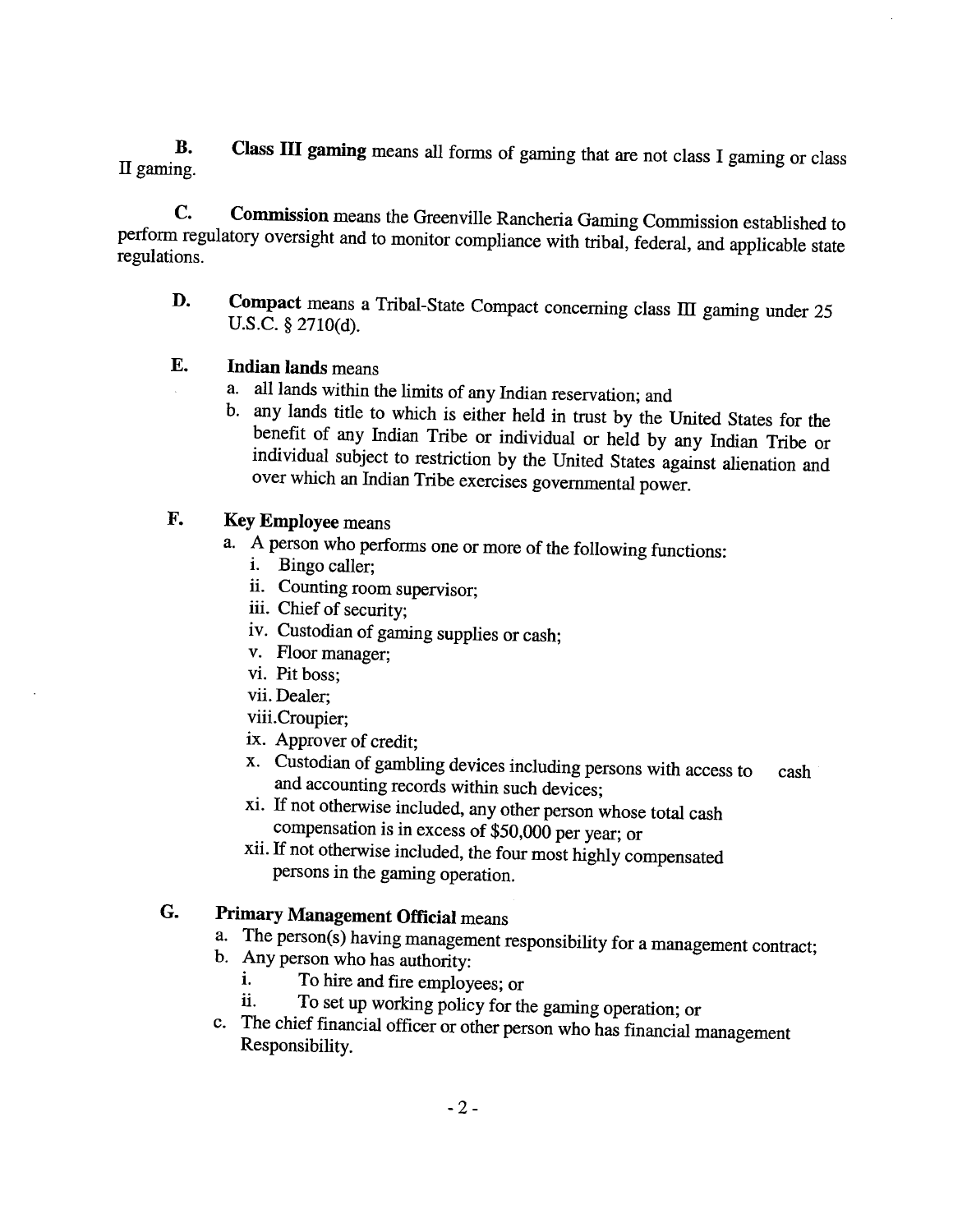**B.** **Class III gaming** means all forms of gaming that are not class I gaming or class II gaming.

**C.** **Commission** means the Greenville Rancheria Gaming Commission established to perform regulatory oversight and to monitor compliance with tribal, federal, and applicable state regulations.

**D.** **Compact** means a Tribal-State Compact concerning class III gaming under 25 U.S.C. § 2710(d).

**E.** **Indian lands** means

a. all lands within the limits of any Indian reservation; and
b. any lands title to which is either held in trust by the United States for the benefit of any Indian Tribe or individual or held by any Indian Tribe or individual subject to restriction by the United States against alienation and over which an Indian Tribe exercises governmental power.

**F.** **Key Employee** means

a. A person who performs one or more of the following functions:
   i. Bingo caller;
   ii. Counting room supervisor;
   iii. Chief of security;
   iv. Custodian of gaming supplies or cash;
   v. Floor manager;
   vi. Pit boss;
   vii. Dealer;
   viii. Croupier;
   ix. Approver of credit;
   x. Custodian of gambling devices including persons with access to cash and accounting records within such devices;
   xi. If not otherwise included, any other person whose total cash compensation is in excess of $50,000 per year; or
   xii. If not otherwise included, the four most highly compensated persons in the gaming operation.

**G.** **Primary Management Official** means

a. The person(s) having management responsibility for a management contract;
b. Any person who has authority:
   i. To hire and fire employees; or
   ii. To set up working policy for the gaming operation; or
c. The chief financial officer or other person who has financial management Responsibility.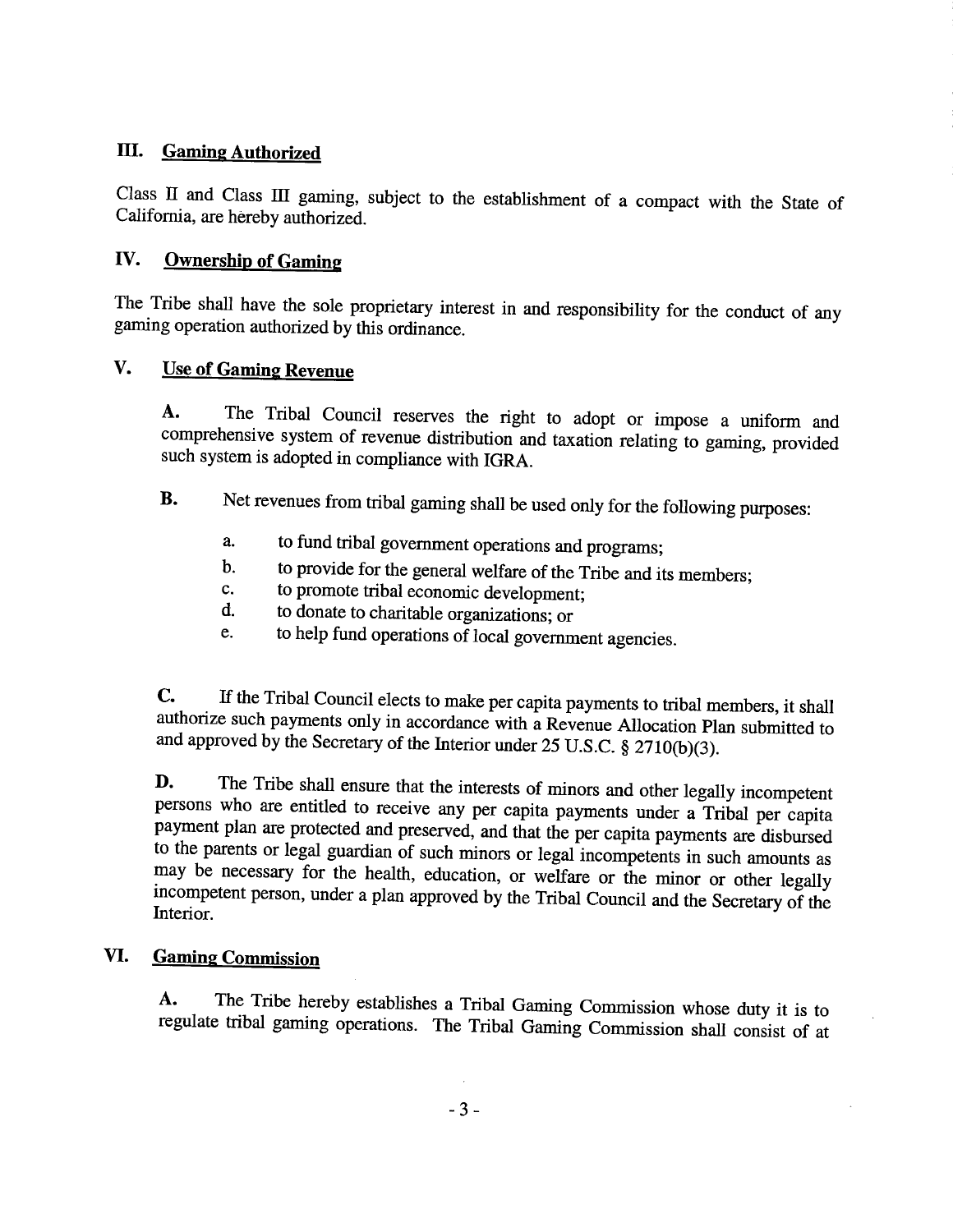## III. Gaming Authorized

Class II and Class III gaming, subject to the establishment of a compact with the State of California, are hereby authorized.

## IV. Ownership of Gaming

The Tribe shall have the sole proprietary interest in and responsibility for the conduct of any gaming operation authorized by this ordinance.

## V. Use of Gaming Revenue

**A.** The Tribal Council reserves the right to adopt or impose a uniform and comprehensive system of revenue distribution and taxation relating to gaming, provided such system is adopted in compliance with IGRA.

**B.** Net revenues from tribal gaming shall be used only for the following purposes:

a. to fund tribal government operations and programs;
b. to provide for the general welfare of the Tribe and its members;
c. to promote tribal economic development;
d. to donate to charitable organizations; or
e. to help fund operations of local government agencies.

**C.** If the Tribal Council elects to make per capita payments to tribal members, it shall authorize such payments only in accordance with a Revenue Allocation Plan submitted to and approved by the Secretary of the Interior under 25 U.S.C. § 2710(b)(3).

**D.** The Tribe shall ensure that the interests of minors and other legally incompetent persons who are entitled to receive any per capita payments under a Tribal per capita payment plan are protected and preserved, and that the per capita payments are disbursed to the parents or legal guardian of such minors or legal incompetents in such amounts as may be necessary for the health, education, or welfare or the minor or other legally incompetent person, under a plan approved by the Tribal Council and the Secretary of the Interior.

## VI. Gaming Commission

**A.** The Tribe hereby establishes a Tribal Gaming Commission whose duty it is to regulate tribal gaming operations. The Tribal Gaming Commission shall consist of at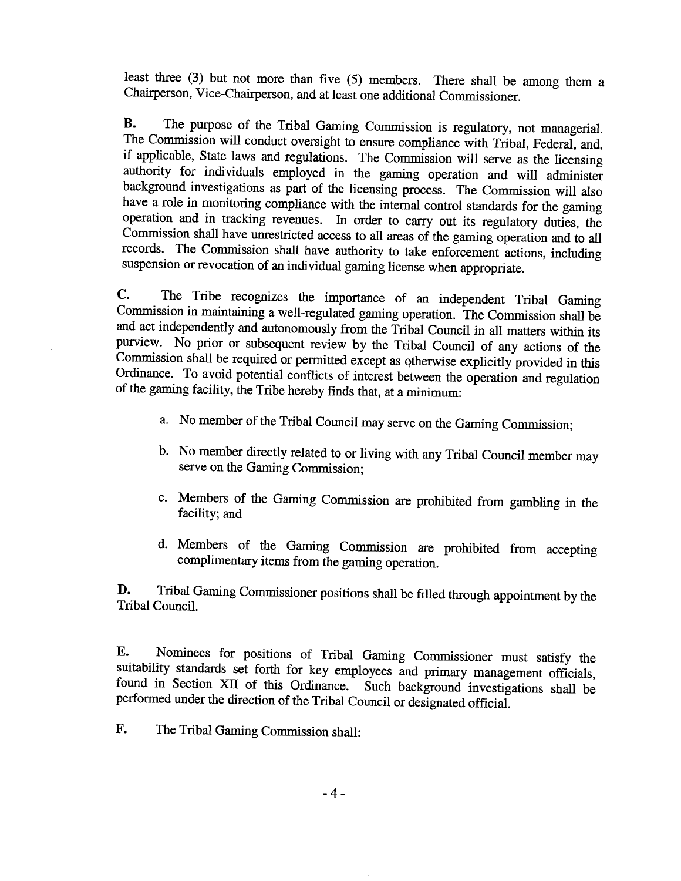least three (3) but not more than five (5) members. There shall be among them a Chairperson, Vice-Chairperson, and at least one additional Commissioner.

**B.** The purpose of the Tribal Gaming Commission is regulatory, not managerial. The Commission will conduct oversight to ensure compliance with Tribal, Federal, and, if applicable, State laws and regulations. The Commission will serve as the licensing authority for individuals employed in the gaming operation and will administer background investigations as part of the licensing process. The Commission will also have a role in monitoring compliance with the internal control standards for the gaming operation and in tracking revenues. In order to carry out its regulatory duties, the Commission shall have unrestricted access to all areas of the gaming operation and to all records. The Commission shall have authority to take enforcement actions, including suspension or revocation of an individual gaming license when appropriate.

**C.** The Tribe recognizes the importance of an independent Tribal Gaming Commission in maintaining a well-regulated gaming operation. The Commission shall be and act independently and autonomously from the Tribal Council in all matters within its purview. No prior or subsequent review by the Tribal Council of any actions of the Commission shall be required or permitted except as otherwise explicitly provided in this Ordinance. To avoid potential conflicts of interest between the operation and regulation of the gaming facility, the Tribe hereby finds that, at a minimum:

a. No member of the Tribal Council may serve on the Gaming Commission;

b. No member directly related to or living with any Tribal Council member may serve on the Gaming Commission;

c. Members of the Gaming Commission are prohibited from gambling in the facility; and

d. Members of the Gaming Commission are prohibited from accepting complimentary items from the gaming operation.

**D.** Tribal Gaming Commissioner positions shall be filled through appointment by the Tribal Council.

**E.** Nominees for positions of Tribal Gaming Commissioner must satisfy the suitability standards set forth for key employees and primary management officials, found in Section XII of this Ordinance. Such background investigations shall be performed under the direction of the Tribal Council or designated official.

**F.** The Tribal Gaming Commission shall: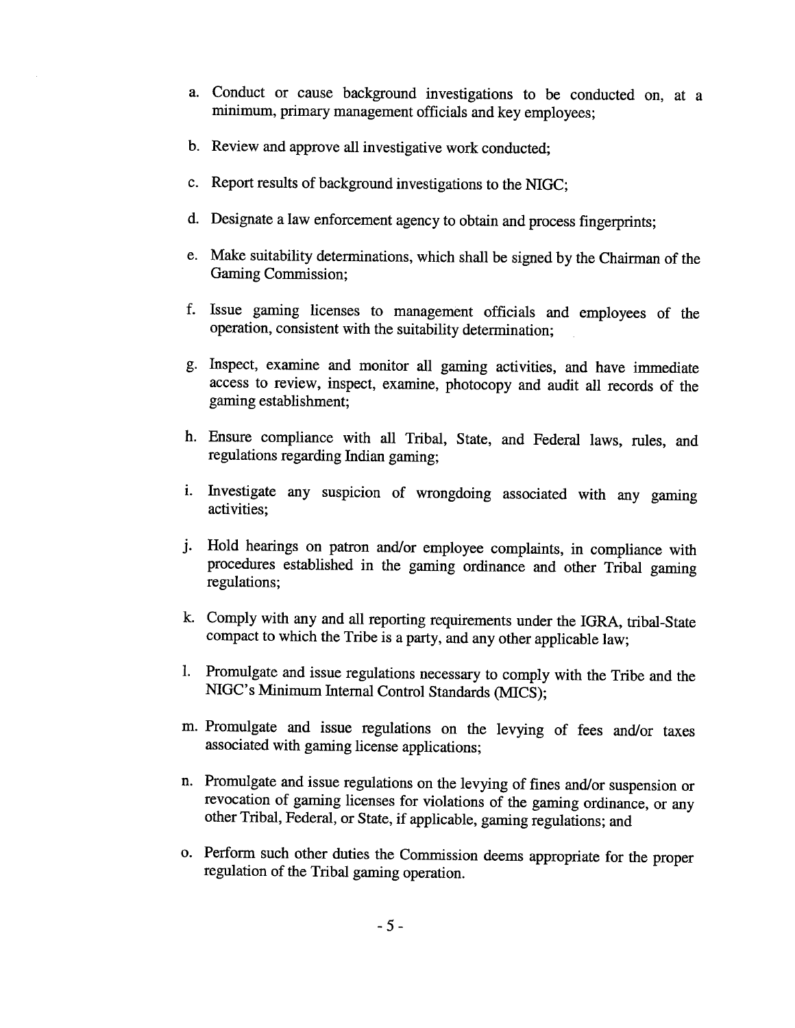a. Conduct or cause background investigations to be conducted on, at a minimum, primary management officials and key employees;

b. Review and approve all investigative work conducted;

c. Report results of background investigations to the NIGC;

d. Designate a law enforcement agency to obtain and process fingerprints;

e. Make suitability determinations, which shall be signed by the Chairman of the Gaming Commission;

f. Issue gaming licenses to management officials and employees of the operation, consistent with the suitability determination;

g. Inspect, examine and monitor all gaming activities, and have immediate access to review, inspect, examine, photocopy and audit all records of the gaming establishment;

h. Ensure compliance with all Tribal, State, and Federal laws, rules, and regulations regarding Indian gaming;

i. Investigate any suspicion of wrongdoing associated with any gaming activities;

j. Hold hearings on patron and/or employee complaints, in compliance with procedures established in the gaming ordinance and other Tribal gaming regulations;

k. Comply with any and all reporting requirements under the IGRA, tribal-State compact to which the Tribe is a party, and any other applicable law;

l. Promulgate and issue regulations necessary to comply with the Tribe and the NIGC's Minimum Internal Control Standards (MICS);

m. Promulgate and issue regulations on the levying of fees and/or taxes associated with gaming license applications;

n. Promulgate and issue regulations on the levying of fines and/or suspension or revocation of gaming licenses for violations of the gaming ordinance, or any other Tribal, Federal, or State, if applicable, gaming regulations; and

o. Perform such other duties the Commission deems appropriate for the proper regulation of the Tribal gaming operation.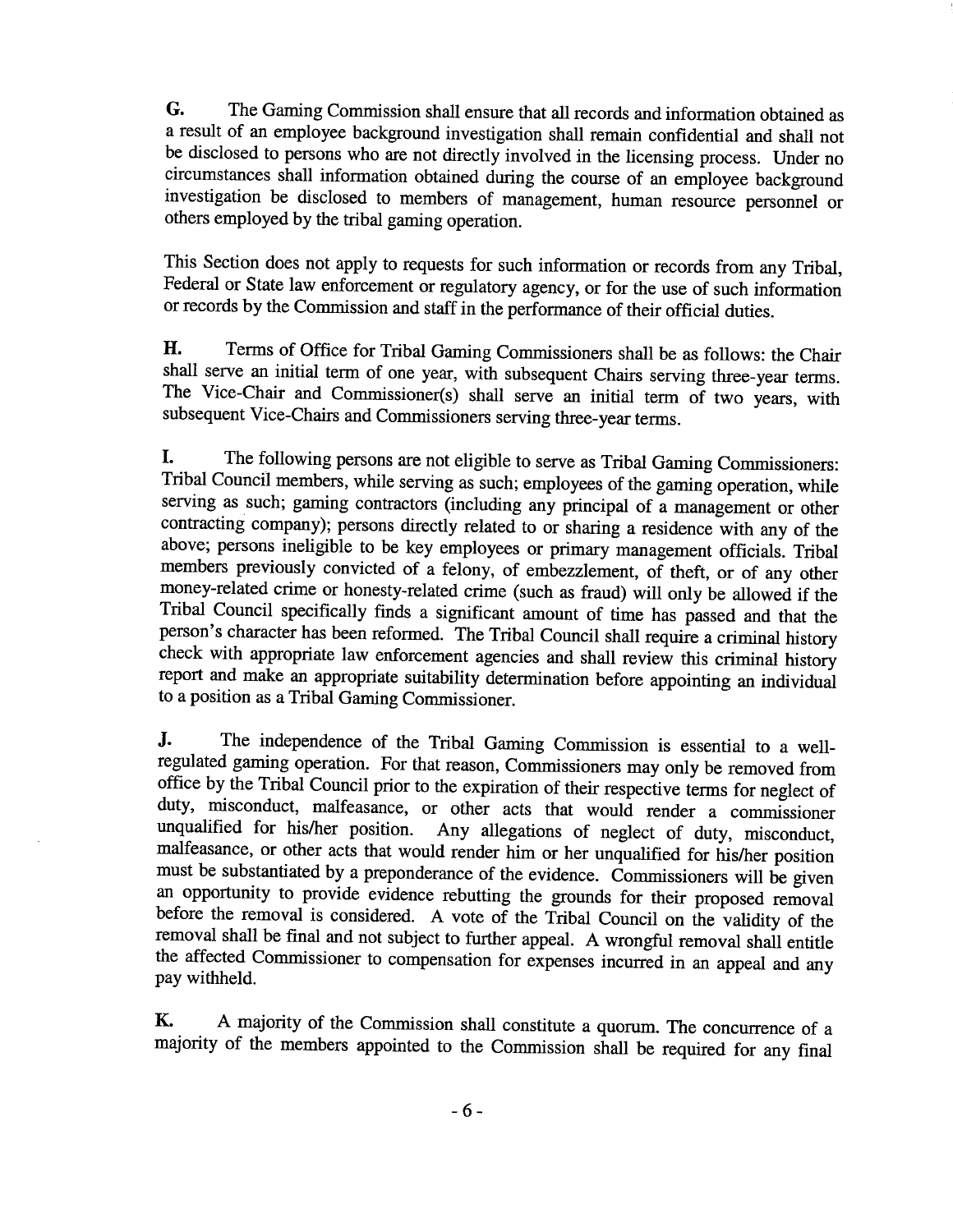**G.** The Gaming Commission shall ensure that all records and information obtained as a result of an employee background investigation shall remain confidential and shall not be disclosed to persons who are not directly involved in the licensing process. Under no circumstances shall information obtained during the course of an employee background investigation be disclosed to members of management, human resource personnel or others employed by the tribal gaming operation.

This Section does not apply to requests for such information or records from any Tribal, Federal or State law enforcement or regulatory agency, or for the use of such information or records by the Commission and staff in the performance of their official duties.

**H.** Terms of Office for Tribal Gaming Commissioners shall be as follows: the Chair shall serve an initial term of one year, with subsequent Chairs serving three-year terms. The Vice-Chair and Commissioner(s) shall serve an initial term of two years, with subsequent Vice-Chairs and Commissioners serving three-year terms.

**I.** The following persons are not eligible to serve as Tribal Gaming Commissioners: Tribal Council members, while serving as such; employees of the gaming operation, while serving as such; gaming contractors (including any principal of a management or other contracting company); persons directly related to or sharing a residence with any of the above; persons ineligible to be key employees or primary management officials. Tribal members previously convicted of a felony, of embezzlement, of theft, or of any other money-related crime or honesty-related crime (such as fraud) will only be allowed if the Tribal Council specifically finds a significant amount of time has passed and that the person's character has been reformed. The Tribal Council shall require a criminal history check with appropriate law enforcement agencies and shall review this criminal history report and make an appropriate suitability determination before appointing an individual to a position as a Tribal Gaming Commissioner.

**J.** The independence of the Tribal Gaming Commission is essential to a well-regulated gaming operation. For that reason, Commissioners may only be removed from office by the Tribal Council prior to the expiration of their respective terms for neglect of duty, misconduct, malfeasance, or other acts that would render a commissioner unqualified for his/her position. Any allegations of neglect of duty, misconduct, malfeasance, or other acts that would render him or her unqualified for his/her position must be substantiated by a preponderance of the evidence. Commissioners will be given an opportunity to provide evidence rebutting the grounds for their proposed removal before the removal is considered. A vote of the Tribal Council on the validity of the removal shall be final and not subject to further appeal. A wrongful removal shall entitle the affected Commissioner to compensation for expenses incurred in an appeal and any pay withheld.

**K.** A majority of the Commission shall constitute a quorum. The concurrence of a majority of the members appointed to the Commission shall be required for any final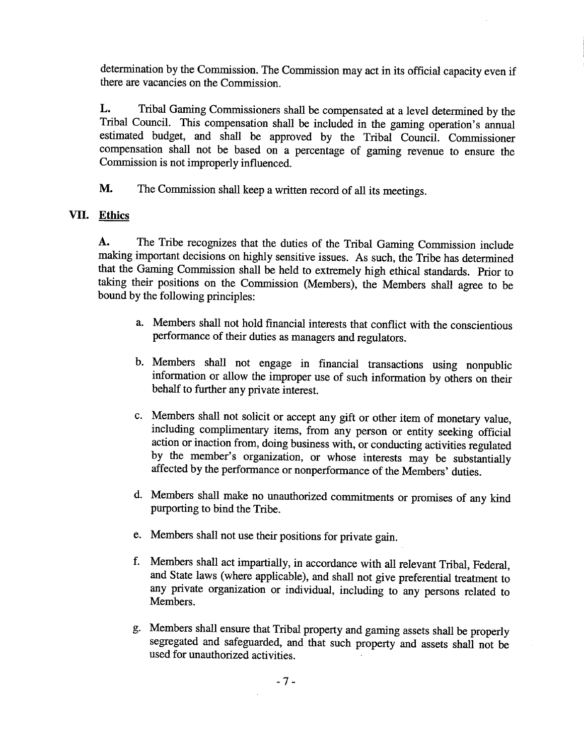determination by the Commission. The Commission may act in its official capacity even if there are vacancies on the Commission.

**L.** Tribal Gaming Commissioners shall be compensated at a level determined by the Tribal Council. This compensation shall be included in the gaming operation's annual estimated budget, and shall be approved by the Tribal Council. Commissioner compensation shall not be based on a percentage of gaming revenue to ensure the Commission is not improperly influenced.

**M.** The Commission shall keep a written record of all its meetings.

## VII. Ethics

**A.** The Tribe recognizes that the duties of the Tribal Gaming Commission include making important decisions on highly sensitive issues. As such, the Tribe has determined that the Gaming Commission shall be held to extremely high ethical standards. Prior to taking their positions on the Commission (Members), the Members shall agree to be bound by the following principles:

a. Members shall not hold financial interests that conflict with the conscientious performance of their duties as managers and regulators.

b. Members shall not engage in financial transactions using nonpublic information or allow the improper use of such information by others on their behalf to further any private interest.

c. Members shall not solicit or accept any gift or other item of monetary value, including complimentary items, from any person or entity seeking official action or inaction from, doing business with, or conducting activities regulated by the member's organization, or whose interests may be substantially affected by the performance or nonperformance of the Members' duties.

d. Members shall make no unauthorized commitments or promises of any kind purporting to bind the Tribe.

e. Members shall not use their positions for private gain.

f. Members shall act impartially, in accordance with all relevant Tribal, Federal, and State laws (where applicable), and shall not give preferential treatment to any private organization or individual, including to any persons related to Members.

g. Members shall ensure that Tribal property and gaming assets shall be properly segregated and safeguarded, and that such property and assets shall not be used for unauthorized activities.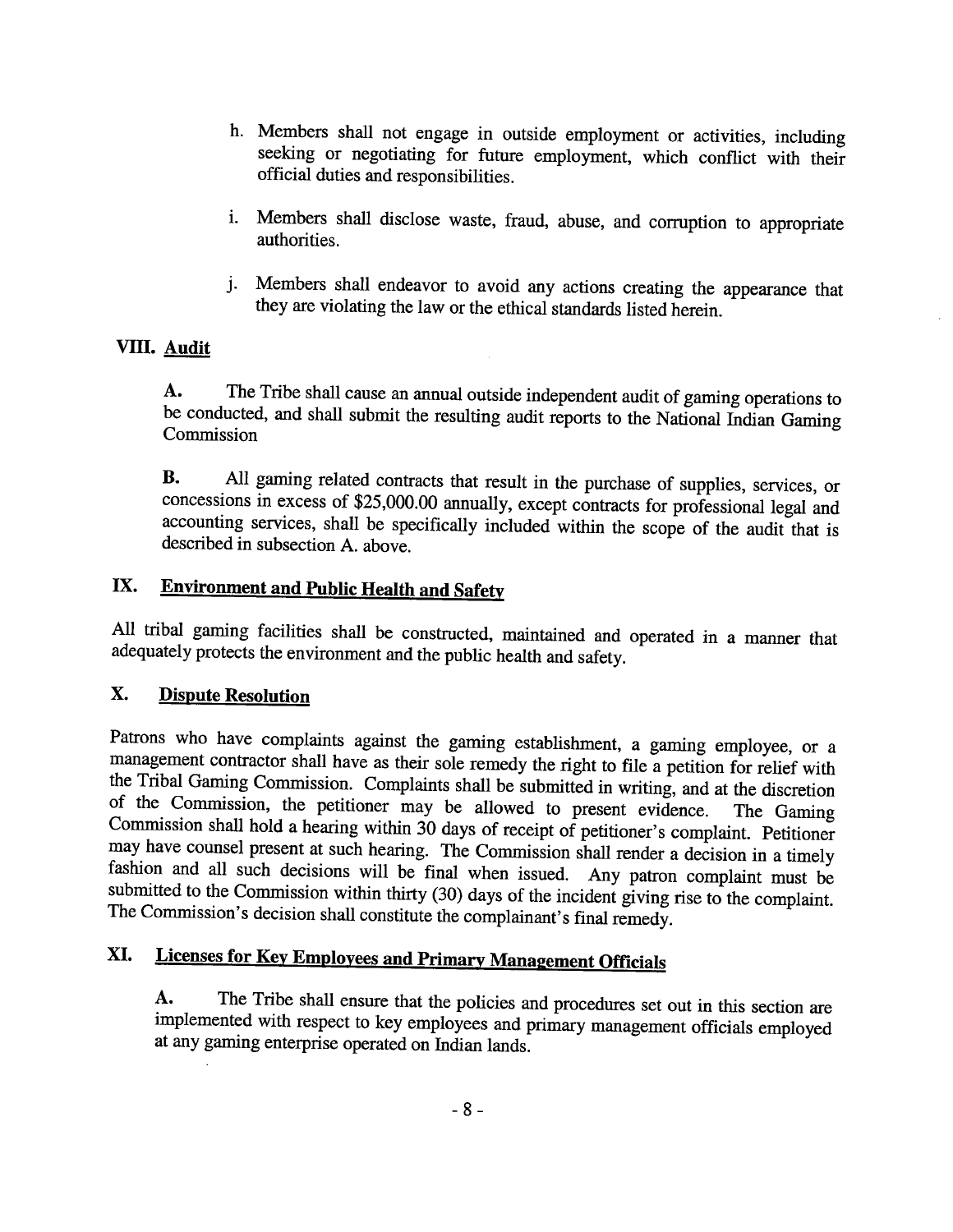h. Members shall not engage in outside employment or activities, including seeking or negotiating for future employment, which conflict with their official duties and responsibilities.

i. Members shall disclose waste, fraud, abuse, and corruption to appropriate authorities.

j. Members shall endeavor to avoid any actions creating the appearance that they are violating the law or the ethical standards listed herein.

## VIII. Audit

**A.** The Tribe shall cause an annual outside independent audit of gaming operations to be conducted, and shall submit the resulting audit reports to the National Indian Gaming Commission

**B.** All gaming related contracts that result in the purchase of supplies, services, or concessions in excess of $25,000.00 annually, except contracts for professional legal and accounting services, shall be specifically included within the scope of the audit that is described in subsection A. above.

## IX. Environment and Public Health and Safety

All tribal gaming facilities shall be constructed, maintained and operated in a manner that adequately protects the environment and the public health and safety.

## X. Dispute Resolution

Patrons who have complaints against the gaming establishment, a gaming employee, or a management contractor shall have as their sole remedy the right to file a petition for relief with the Tribal Gaming Commission. Complaints shall be submitted in writing, and at the discretion of the Commission, the petitioner may be allowed to present evidence. The Gaming Commission shall hold a hearing within 30 days of receipt of petitioner's complaint. Petitioner may have counsel present at such hearing. The Commission shall render a decision in a timely fashion and all such decisions will be final when issued. Any patron complaint must be submitted to the Commission within thirty (30) days of the incident giving rise to the complaint. The Commission's decision shall constitute the complainant's final remedy.

## XI. Licenses for Key Employees and Primary Management Officials

**A.** The Tribe shall ensure that the policies and procedures set out in this section are implemented with respect to key employees and primary management officials employed at any gaming enterprise operated on Indian lands.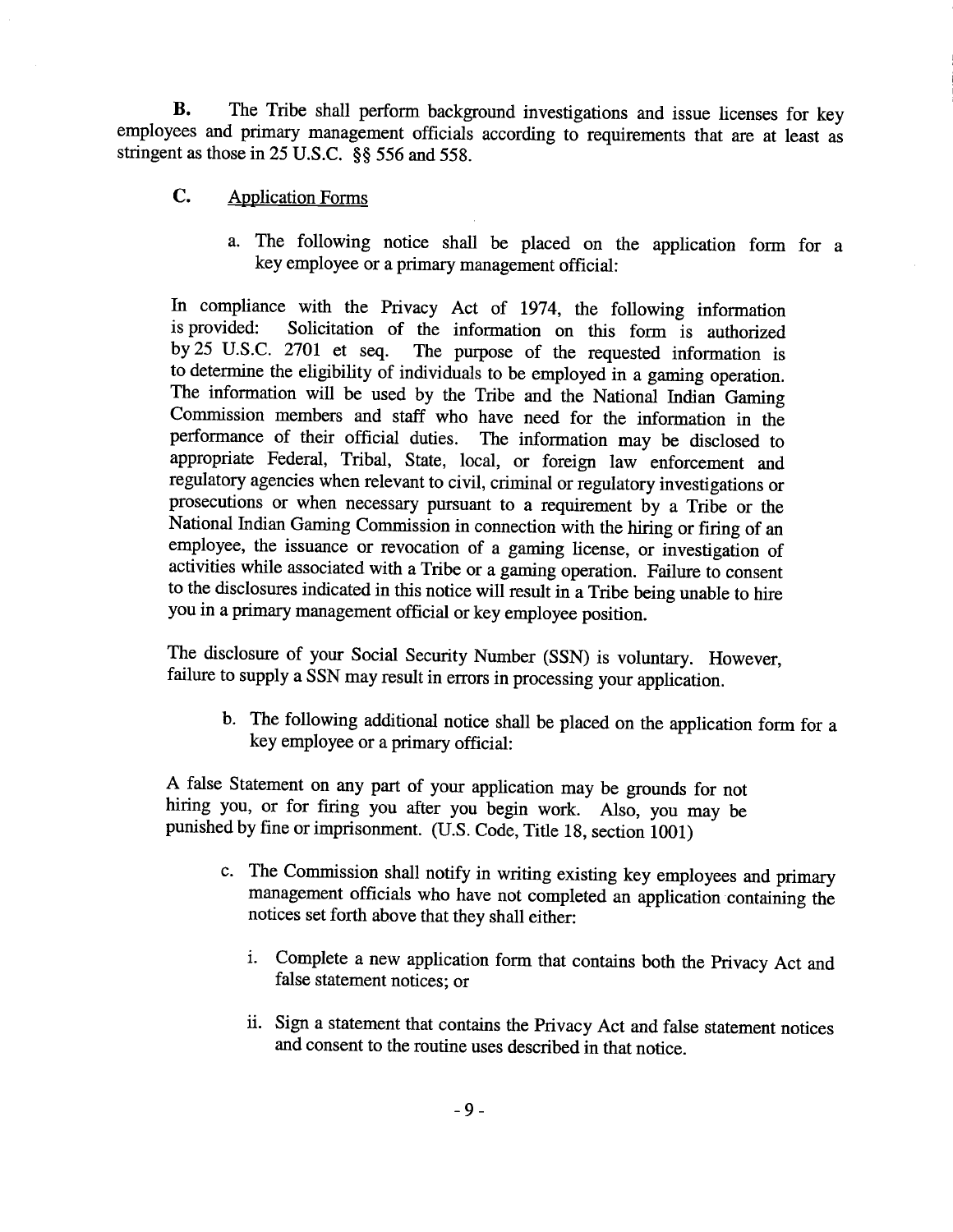**B.** The Tribe shall perform background investigations and issue licenses for key employees and primary management officials according to requirements that are at least as stringent as those in 25 U.S.C. §§ 556 and 558.

**C.** Application Forms

a. The following notice shall be placed on the application form for a key employee or a primary management official:

In compliance with the Privacy Act of 1974, the following information is provided: Solicitation of the information on this form is authorized by 25 U.S.C. 2701 et seq. The purpose of the requested information is to determine the eligibility of individuals to be employed in a gaming operation. The information will be used by the Tribe and the National Indian Gaming Commission members and staff who have need for the information in the performance of their official duties. The information may be disclosed to appropriate Federal, Tribal, State, local, or foreign law enforcement and regulatory agencies when relevant to civil, criminal or regulatory investigations or prosecutions or when necessary pursuant to a requirement by a Tribe or the National Indian Gaming Commission in connection with the hiring or firing of an employee, the issuance or revocation of a gaming license, or investigation of activities while associated with a Tribe or a gaming operation. Failure to consent to the disclosures indicated in this notice will result in a Tribe being unable to hire you in a primary management official or key employee position.

The disclosure of your Social Security Number (SSN) is voluntary. However, failure to supply a SSN may result in errors in processing your application.

b. The following additional notice shall be placed on the application form for a key employee or a primary official:

A false Statement on any part of your application may be grounds for not hiring you, or for firing you after you begin work. Also, you may be punished by fine or imprisonment. (U.S. Code, Title 18, section 1001)

c. The Commission shall notify in writing existing key employees and primary management officials who have not completed an application containing the notices set forth above that they shall either:

   i. Complete a new application form that contains both the Privacy Act and false statement notices; or

   ii. Sign a statement that contains the Privacy Act and false statement notices and consent to the routine uses described in that notice.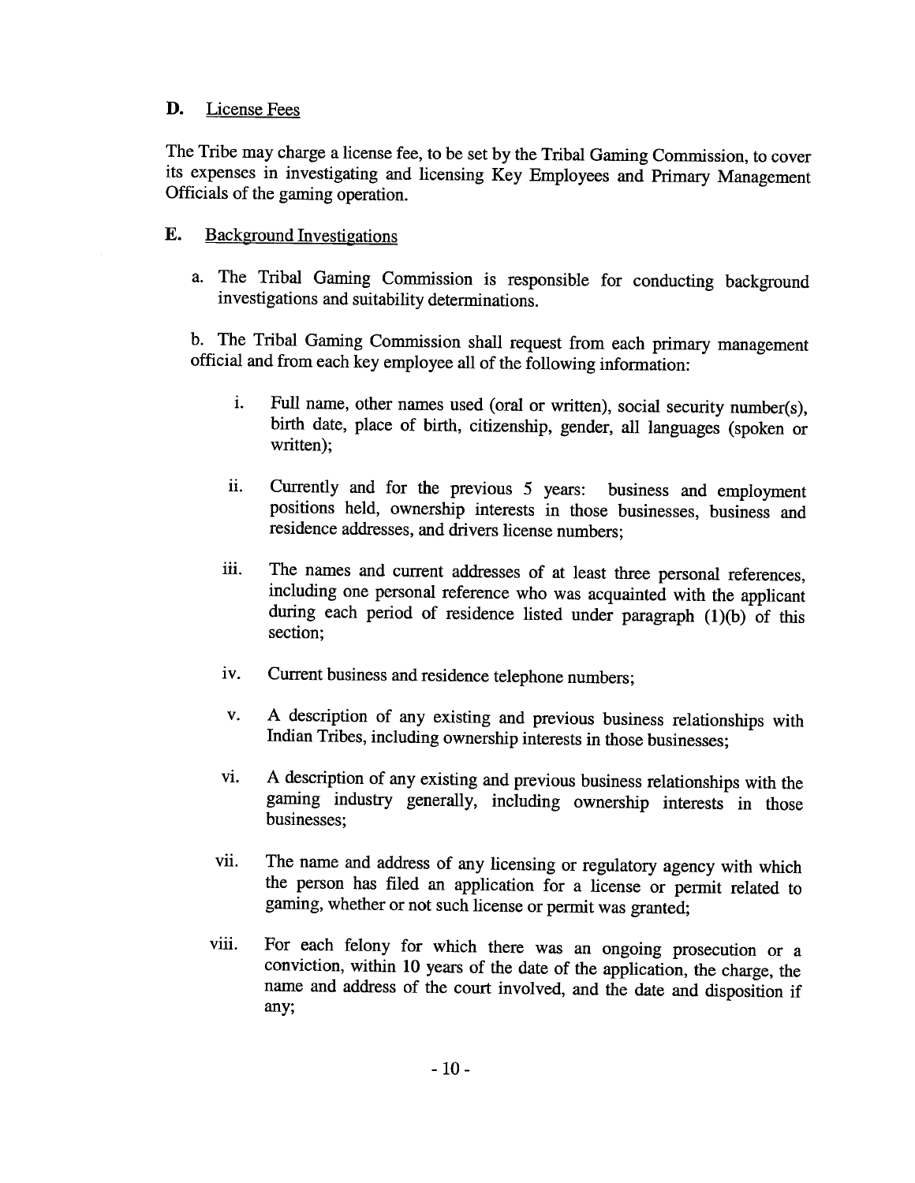## D. License Fees

The Tribe may charge a license fee, to be set by the Tribal Gaming Commission, to cover its expenses in investigating and licensing Key Employees and Primary Management Officials of the gaming operation.

## E. Background Investigations

a. The Tribal Gaming Commission is responsible for conducting background investigations and suitability determinations.

b. The Tribal Gaming Commission shall request from each primary management official and from each key employee all of the following information:

i. Full name, other names used (oral or written), social security number(s), birth date, place of birth, citizenship, gender, all languages (spoken or written);

ii. Currently and for the previous 5 years: business and employment positions held, ownership interests in those businesses, business and residence addresses, and drivers license numbers;

iii. The names and current addresses of at least three personal references, including one personal reference who was acquainted with the applicant during each period of residence listed under paragraph (1)(b) of this section;

iv. Current business and residence telephone numbers;

v. A description of any existing and previous business relationships with Indian Tribes, including ownership interests in those businesses;

vi. A description of any existing and previous business relationships with the gaming industry generally, including ownership interests in those businesses;

vii. The name and address of any licensing or regulatory agency with which the person has filed an application for a license or permit related to gaming, whether or not such license or permit was granted;

viii. For each felony for which there was an ongoing prosecution or a conviction, within 10 years of the date of the application, the charge, the name and address of the court involved, and the date and disposition if any;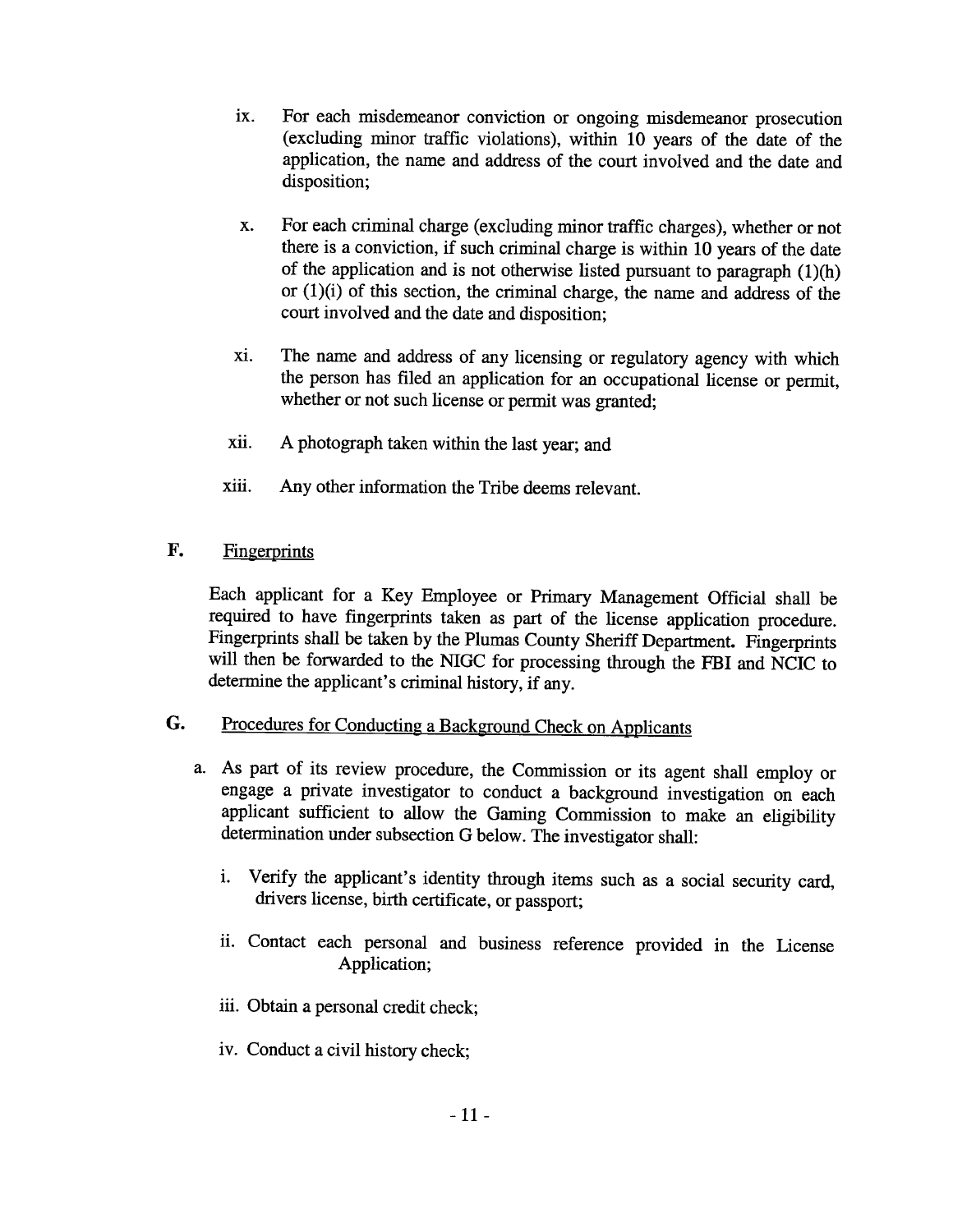ix. For each misdemeanor conviction or ongoing misdemeanor prosecution (excluding minor traffic violations), within 10 years of the date of the application, the name and address of the court involved and the date and disposition;

x. For each criminal charge (excluding minor traffic charges), whether or not there is a conviction, if such criminal charge is within 10 years of the date of the application and is not otherwise listed pursuant to paragraph (1)(h) or (1)(i) of this section, the criminal charge, the name and address of the court involved and the date and disposition;

xi. The name and address of any licensing or regulatory agency with which the person has filed an application for an occupational license or permit, whether or not such license or permit was granted;

xii. A photograph taken within the last year; and

xiii. Any other information the Tribe deems relevant.

**F.** <u>Fingerprints</u>

Each applicant for a Key Employee or Primary Management Official shall be required to have fingerprints taken as part of the license application procedure. Fingerprints shall be taken by the Plumas County Sheriff Department. Fingerprints will then be forwarded to the NIGC for processing through the FBI and NCIC to determine the applicant's criminal history, if any.

**G.** <u>Procedures for Conducting a Background Check on Applicants</u>

a. As part of its review procedure, the Commission or its agent shall employ or engage a private investigator to conduct a background investigation on each applicant sufficient to allow the Gaming Commission to make an eligibility determination under subsection G below. The investigator shall:

i. Verify the applicant's identity through items such as a social security card, drivers license, birth certificate, or passport;

ii. Contact each personal and business reference provided in the License Application;

iii. Obtain a personal credit check;

iv. Conduct a civil history check;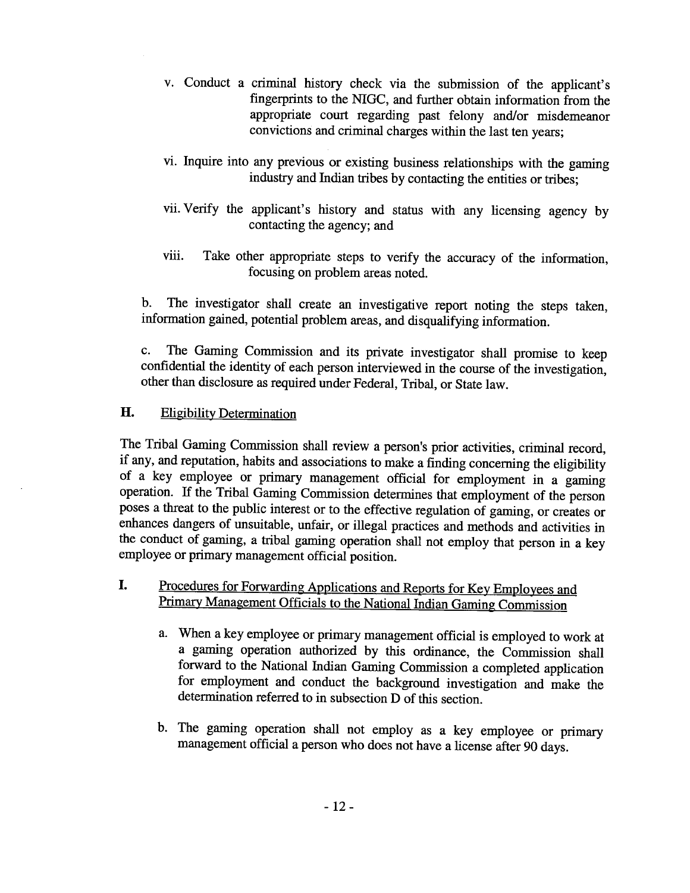v. Conduct a criminal history check via the submission of the applicant's fingerprints to the NIGC, and further obtain information from the appropriate court regarding past felony and/or misdemeanor convictions and criminal charges within the last ten years;

vi. Inquire into any previous or existing business relationships with the gaming industry and Indian tribes by contacting the entities or tribes;

vii. Verify the applicant's history and status with any licensing agency by contacting the agency; and

viii. Take other appropriate steps to verify the accuracy of the information, focusing on problem areas noted.

b. The investigator shall create an investigative report noting the steps taken, information gained, potential problem areas, and disqualifying information.

c. The Gaming Commission and its private investigator shall promise to keep confidential the identity of each person interviewed in the course of the investigation, other than disclosure as required under Federal, Tribal, or State law.

## H. Eligibility Determination

The Tribal Gaming Commission shall review a person's prior activities, criminal record, if any, and reputation, habits and associations to make a finding concerning the eligibility of a key employee or primary management official for employment in a gaming operation. If the Tribal Gaming Commission determines that employment of the person poses a threat to the public interest or to the effective regulation of gaming, or creates or enhances dangers of unsuitable, unfair, or illegal practices and methods and activities in the conduct of gaming, a tribal gaming operation shall not employ that person in a key employee or primary management official position.

## I. Procedures for Forwarding Applications and Reports for Key Employees and Primary Management Officials to the National Indian Gaming Commission

a. When a key employee or primary management official is employed to work at a gaming operation authorized by this ordinance, the Commission shall forward to the National Indian Gaming Commission a completed application for employment and conduct the background investigation and make the determination referred to in subsection D of this section.

b. The gaming operation shall not employ as a key employee or primary management official a person who does not have a license after 90 days.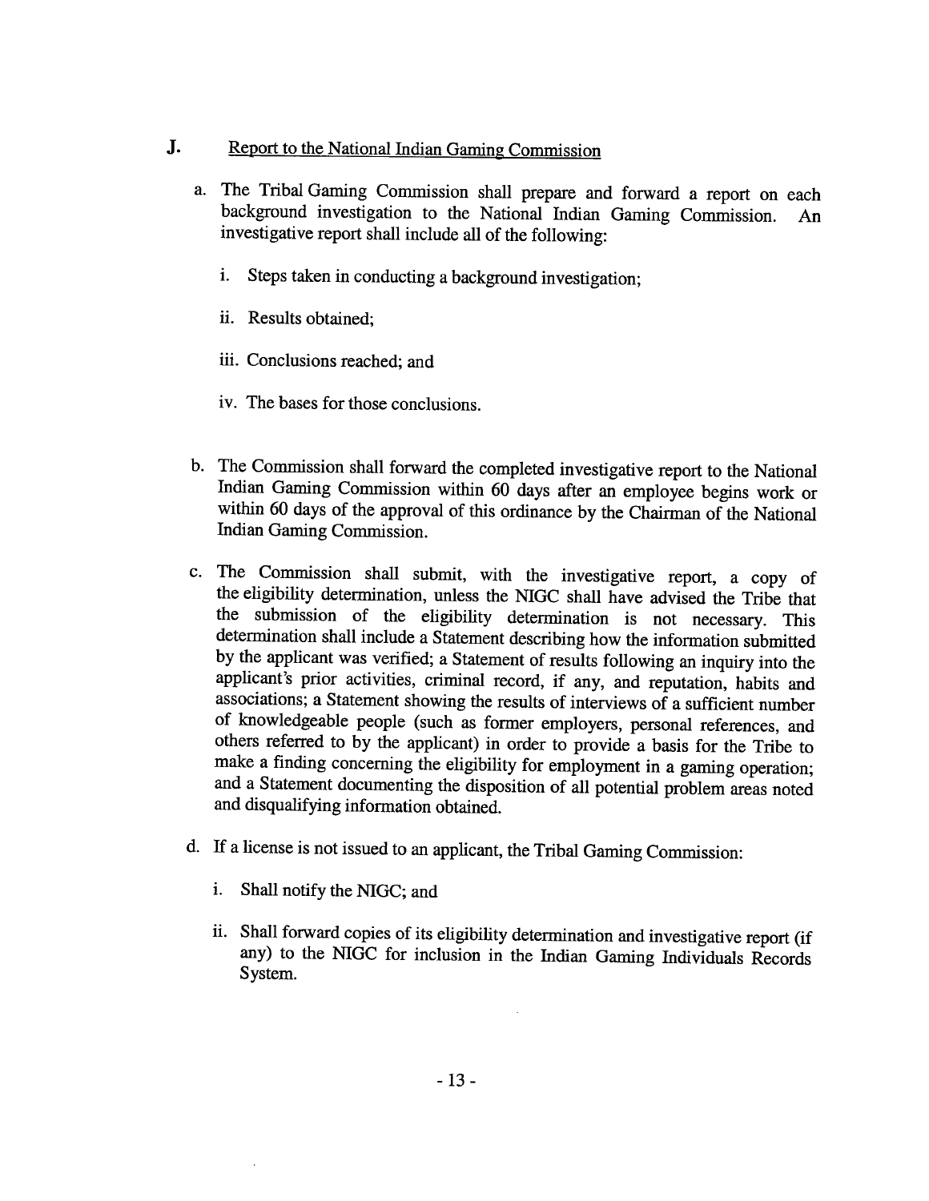## J. Report to the National Indian Gaming Commission

a. The Tribal Gaming Commission shall prepare and forward a report on each background investigation to the National Indian Gaming Commission. An investigative report shall include all of the following:

   i. Steps taken in conducting a background investigation;

   ii. Results obtained;

   iii. Conclusions reached; and

   iv. The bases for those conclusions.

b. The Commission shall forward the completed investigative report to the National Indian Gaming Commission within 60 days after an employee begins work or within 60 days of the approval of this ordinance by the Chairman of the National Indian Gaming Commission.

c. The Commission shall submit, with the investigative report, a copy of the eligibility determination, unless the NIGC shall have advised the Tribe that the submission of the eligibility determination is not necessary. This determination shall include a Statement describing how the information submitted by the applicant was verified; a Statement of results following an inquiry into the applicant's prior activities, criminal record, if any, and reputation, habits and associations; a Statement showing the results of interviews of a sufficient number of knowledgeable people (such as former employers, personal references, and others referred to by the applicant) in order to provide a basis for the Tribe to make a finding concerning the eligibility for employment in a gaming operation; and a Statement documenting the disposition of all potential problem areas noted and disqualifying information obtained.

d. If a license is not issued to an applicant, the Tribal Gaming Commission:

   i. Shall notify the NIGC; and

   ii. Shall forward copies of its eligibility determination and investigative report (if any) to the NIGC for inclusion in the Indian Gaming Individuals Records System.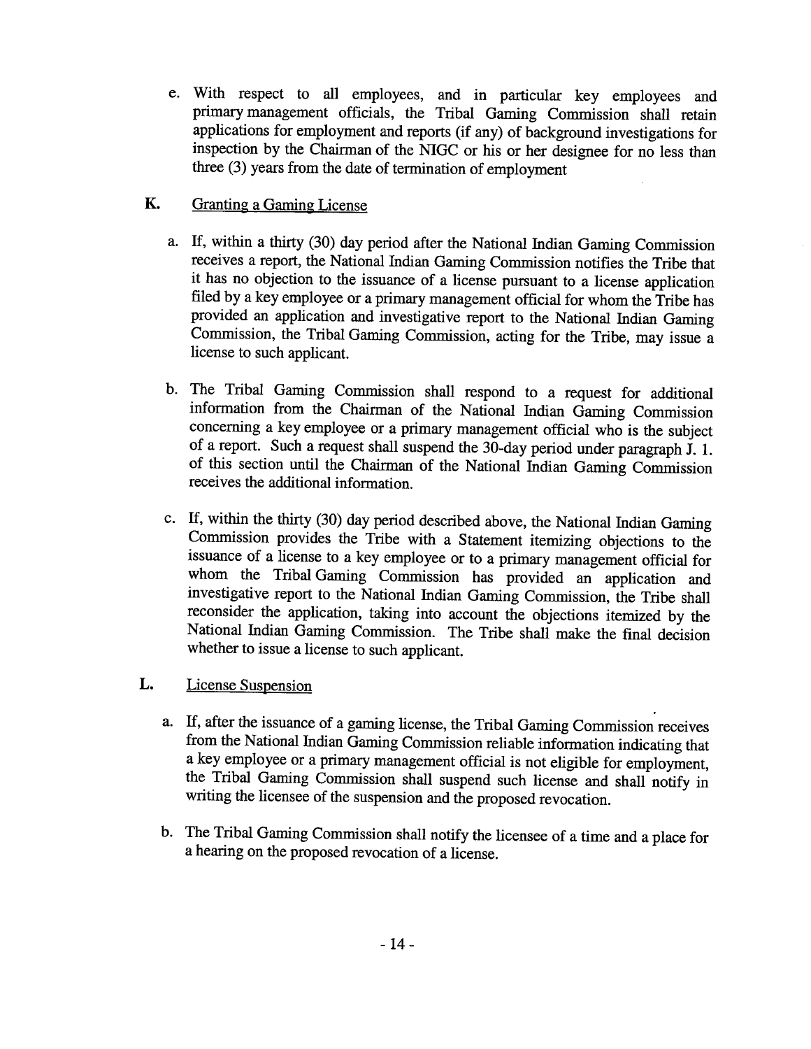e. With respect to all employees, and in particular key employees and primary management officials, the Tribal Gaming Commission shall retain applications for employment and reports (if any) of background investigations for inspection by the Chairman of the NIGC or his or her designee for no less than three (3) years from the date of termination of employment

## K. Granting a Gaming License

a. If, within a thirty (30) day period after the National Indian Gaming Commission receives a report, the National Indian Gaming Commission notifies the Tribe that it has no objection to the issuance of a license pursuant to a license application filed by a key employee or a primary management official for whom the Tribe has provided an application and investigative report to the National Indian Gaming Commission, the Tribal Gaming Commission, acting for the Tribe, may issue a license to such applicant.

b. The Tribal Gaming Commission shall respond to a request for additional information from the Chairman of the National Indian Gaming Commission concerning a key employee or a primary management official who is the subject of a report. Such a request shall suspend the 30-day period under paragraph J. 1. of this section until the Chairman of the National Indian Gaming Commission receives the additional information.

c. If, within the thirty (30) day period described above, the National Indian Gaming Commission provides the Tribe with a Statement itemizing objections to the issuance of a license to a key employee or to a primary management official for whom the Tribal Gaming Commission has provided an application and investigative report to the National Indian Gaming Commission, the Tribe shall reconsider the application, taking into account the objections itemized by the National Indian Gaming Commission. The Tribe shall make the final decision whether to issue a license to such applicant.

## L. License Suspension

a. If, after the issuance of a gaming license, the Tribal Gaming Commission receives from the National Indian Gaming Commission reliable information indicating that a key employee or a primary management official is not eligible for employment, the Tribal Gaming Commission shall suspend such license and shall notify in writing the licensee of the suspension and the proposed revocation.

b. The Tribal Gaming Commission shall notify the licensee of a time and a place for a hearing on the proposed revocation of a license.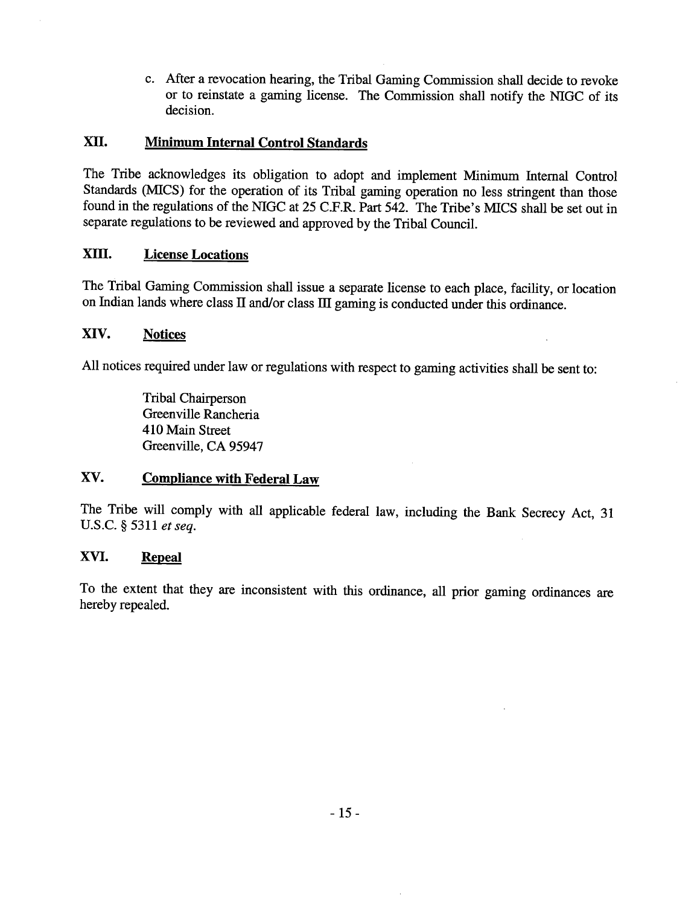c. After a revocation hearing, the Tribal Gaming Commission shall decide to revoke or to reinstate a gaming license. The Commission shall notify the NIGC of its decision.

## XII. Minimum Internal Control Standards

The Tribe acknowledges its obligation to adopt and implement Minimum Internal Control Standards (MICS) for the operation of its Tribal gaming operation no less stringent than those found in the regulations of the NIGC at 25 C.F.R. Part 542. The Tribe's MICS shall be set out in separate regulations to be reviewed and approved by the Tribal Council.

## XIII. License Locations

The Tribal Gaming Commission shall issue a separate license to each place, facility, or location on Indian lands where class II and/or class III gaming is conducted under this ordinance.

## XIV. Notices

All notices required under law or regulations with respect to gaming activities shall be sent to:

Tribal Chairperson
Greenville Rancheria
410 Main Street
Greenville, CA 95947

## XV. Compliance with Federal Law

The Tribe will comply with all applicable federal law, including the Bank Secrecy Act, 31 U.S.C. § 5311 *et seq.*

## XVI. Repeal

To the extent that they are inconsistent with this ordinance, all prior gaming ordinances are hereby repealed.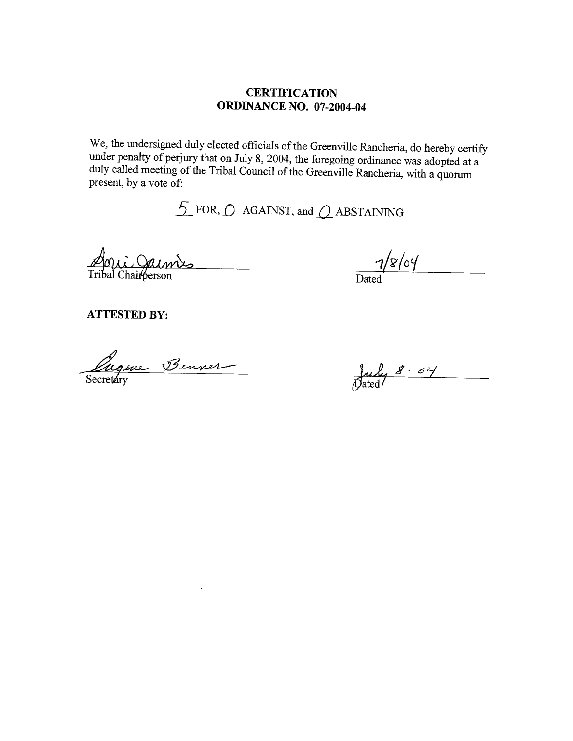**CERTIFICATION**
**ORDINANCE NO. 07-2004-04**

We, the undersigned duly elected officials of the Greenville Rancheria, do hereby certify under penalty of perjury that on July 8, 2004, the foregoing ordinance was adopted at a duly called meeting of the Tribal Council of the Greenville Rancheria, with a quorum present, by a vote of:

5 FOR, 0 AGAINST, and 0 ABSTAINING

Tribal Chairperson — Dated 7/8/04

**ATTESTED BY:**

Secretary — Dated July 8 - 04